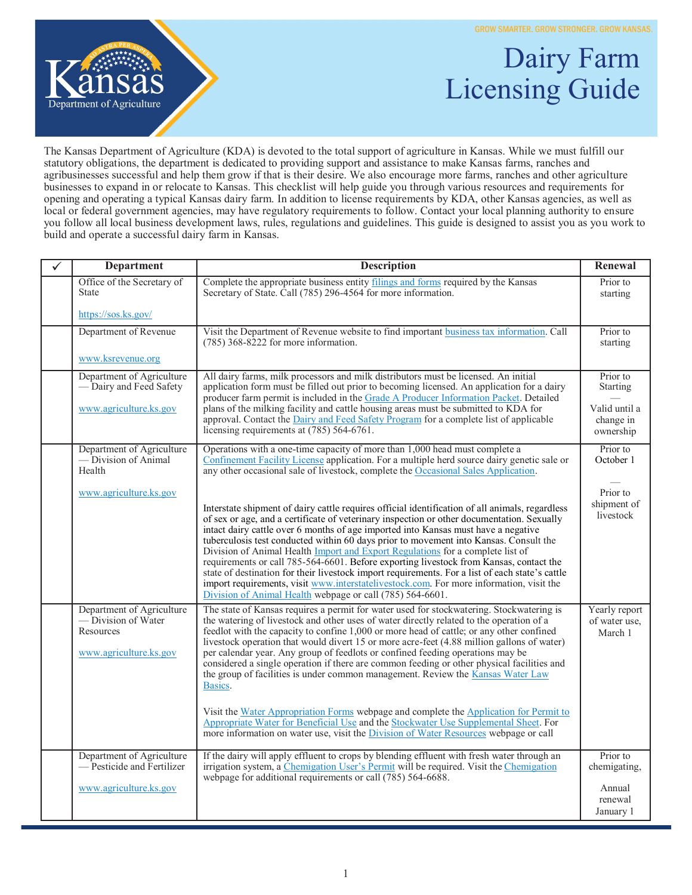GROW SMARTER. GROW STRONGER. GROW KANSAS.

Kansas Department of Agriculture

# Dairy Farm Licensing Guide

The Kansas Department of Agriculture (KDA) is devoted to the total support of agriculture in Kansas. While we must fulfill our statutory obligations, the department is dedicated to providing support and assistance to make Kansas farms, ranches and agribusinesses successful and help them grow if that is their desire. We also encourage more farms, ranches and other agriculture businesses to expand in or relocate to Kansas. This checklist will help guide you through various resources and requirements for opening and operating a typical Kansas dairy farm. In addition to license requirements by KDA, other Kansas agencies, as well as local or federal government agencies, may have regulatory requirements to follow. Contact your local planning authority to ensure you follow all local business development laws, rules, regulations and guidelines. This guide is designed to assist you as you work to build and operate a successful dairy farm in Kansas.

| ✓ | Department | Description | Renewal |
|---|---|---|---|
| | Office of the Secretary of State<br><br>https://sos.ks.gov/ | Complete the appropriate business entity filings and forms required by the Kansas Secretary of State. Call (785) 296-4564 for more information. | Prior to starting |
| | Department of Revenue<br><br>www.ksrevenue.org | Visit the Department of Revenue website to find important business tax information. Call (785) 368-8222 for more information. | Prior to starting |
| | Department of Agriculture — Dairy and Feed Safety<br><br>www.agriculture.ks.gov | All dairy farms, milk processors and milk distributors must be licensed. An initial application form must be filled out prior to becoming licensed. An application for a dairy producer farm permit is included in the Grade A Producer Information Packet. Detailed plans of the milking facility and cattle housing areas must be submitted to KDA for approval. Contact the Dairy and Feed Safety Program for a complete list of applicable licensing requirements at (785) 564-6761. | Prior to Starting<br>—<br>Valid until a change in ownership |
| | Department of Agriculture — Division of Animal Health<br><br>www.agriculture.ks.gov | Operations with a one-time capacity of more than 1,000 head must complete a Confinement Facility License application. For a multiple herd source dairy genetic sale or any other occasional sale of livestock, complete the Occasional Sales Application.<br><br>Interstate shipment of dairy cattle requires official identification of all animals, regardless of sex or age, and a certificate of veterinary inspection or other documentation. Sexually intact dairy cattle over 6 months of age imported into Kansas must have a negative tuberculosis test conducted within 60 days prior to movement into Kansas. Consult the Division of Animal Health Import and Export Regulations for a complete list of requirements or call 785-564-6601. Before exporting livestock from Kansas, contact the state of destination for their livestock import requirements. For a list of each state's cattle import requirements, visit www.interstatelivestock.com. For more information, visit the Division of Animal Health webpage or call (785) 564-6601. | Prior to October 1<br>—<br>Prior to shipment of livestock |
| | Department of Agriculture — Division of Water Resources<br><br>www.agriculture.ks.gov | The state of Kansas requires a permit for water used for stockwatering. Stockwatering is the watering of livestock and other uses of water directly related to the operation of a feedlot with the capacity to confine 1,000 or more head of cattle; or any other confined livestock operation that would divert 15 or more acre-feet (4.88 million gallons of water) per calendar year. Any group of feedlots or confined feeding operations may be considered a single operation if there are common feeding or other physical facilities and the group of facilities is under common management. Review the Kansas Water Law Basics.<br><br>Visit the Water Appropriation Forms webpage and complete the Application for Permit to Appropriate Water for Beneficial Use and the Stockwater Use Supplemental Sheet. For more information on water use, visit the Division of Water Resources webpage or call | Yearly report of water use, March 1 |
| | Department of Agriculture — Pesticide and Fertilizer<br><br>www.agriculture.ks.gov | If the dairy will apply effluent to crops by blending effluent with fresh water through an irrigation system, a Chemigation User's Permit will be required. Visit the Chemigation webpage for additional requirements or call (785) 564-6688. | Prior to chemigating,<br><br>Annual renewal January 1 |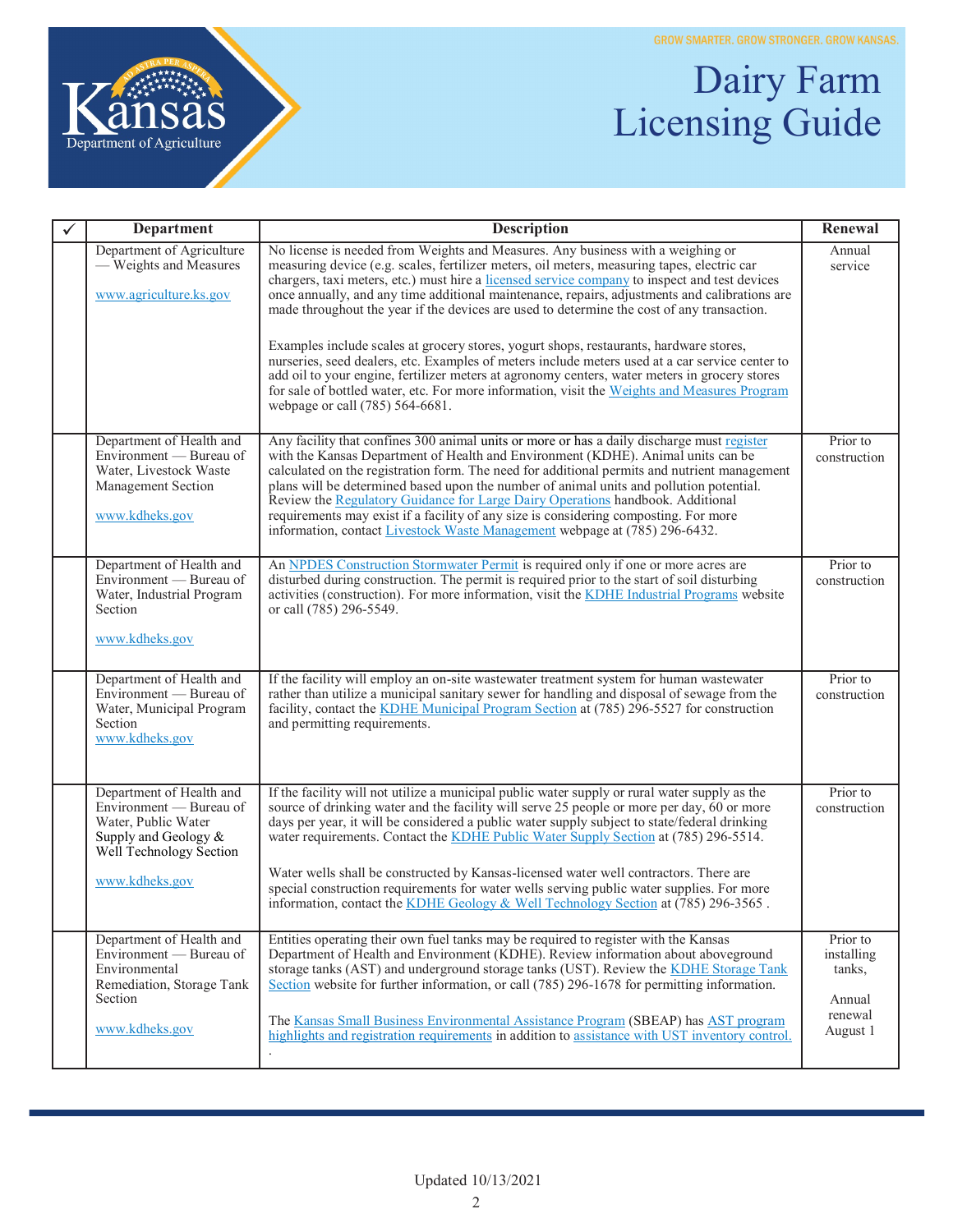# Dairy Farm Licensing Guide

GROW SMARTER. GROW STRONGER. GROW KANSAS.

| ✓ | Department | Description | Renewal |
|---|---|---|---|
| | Department of Agriculture — Weights and Measures<br><br>www.agriculture.ks.gov | No license is needed from Weights and Measures. Any business with a weighing or measuring device (e.g. scales, fertilizer meters, oil meters, measuring tapes, electric car chargers, taxi meters, etc.) must hire a licensed service company to inspect and test devices once annually, and any time additional maintenance, repairs, adjustments and calibrations are made throughout the year if the devices are used to determine the cost of any transaction.<br><br>Examples include scales at grocery stores, yogurt shops, restaurants, hardware stores, nurseries, seed dealers, etc. Examples of meters include meters used at a car service center to add oil to your engine, fertilizer meters at agronomy centers, water meters in grocery stores for sale of bottled water, etc. For more information, visit the Weights and Measures Program webpage or call (785) 564-6681. | Annual service |
| | Department of Health and Environment — Bureau of Water, Livestock Waste Management Section<br><br>www.kdheks.gov | Any facility that confines 300 animal units or more or has a daily discharge must register with the Kansas Department of Health and Environment (KDHE). Animal units can be calculated on the registration form. The need for additional permits and nutrient management plans will be determined based upon the number of animal units and pollution potential. Review the Regulatory Guidance for Large Dairy Operations handbook. Additional requirements may exist if a facility of any size is considering composting. For more information, contact Livestock Waste Management webpage at (785) 296-6432. | Prior to construction |
| | Department of Health and Environment — Bureau of Water, Industrial Program Section<br><br>www.kdheks.gov | An NPDES Construction Stormwater Permit is required only if one or more acres are disturbed during construction. The permit is required prior to the start of soil disturbing activities (construction). For more information, visit the KDHE Industrial Programs website or call (785) 296-5549. | Prior to construction |
| | Department of Health and Environment — Bureau of Water, Municipal Program Section<br>www.kdheks.gov | If the facility will employ an on-site wastewater treatment system for human wastewater rather than utilize a municipal sanitary sewer for handling and disposal of sewage from the facility, contact the KDHE Municipal Program Section at (785) 296-5527 for construction and permitting requirements. | Prior to construction |
| | Department of Health and Environment — Bureau of Water, Public Water Supply and Geology & Well Technology Section<br><br>www.kdheks.gov | If the facility will not utilize a municipal public water supply or rural water supply as the source of drinking water and the facility will serve 25 people or more per day, 60 or more days per year, it will be considered a public water supply subject to state/federal drinking water requirements. Contact the KDHE Public Water Supply Section at (785) 296-5514.<br><br>Water wells shall be constructed by Kansas-licensed water well contractors. There are special construction requirements for water wells serving public water supplies. For more information, contact the KDHE Geology & Well Technology Section at (785) 296-3565 . | Prior to construction |
| | Department of Health and Environment — Bureau of Environmental Remediation, Storage Tank Section<br><br>www.kdheks.gov | Entities operating their own fuel tanks may be required to register with the Kansas Department of Health and Environment (KDHE). Review information about aboveground storage tanks (AST) and underground storage tanks (UST). Review the KDHE Storage Tank Section website for further information, or call (785) 296-1678 for permitting information.<br><br>The Kansas Small Business Environmental Assistance Program (SBEAP) has AST program highlights and registration requirements in addition to assistance with UST inventory control. | Prior to installing tanks,<br><br>Annual renewal August 1 |

Updated 10/13/2021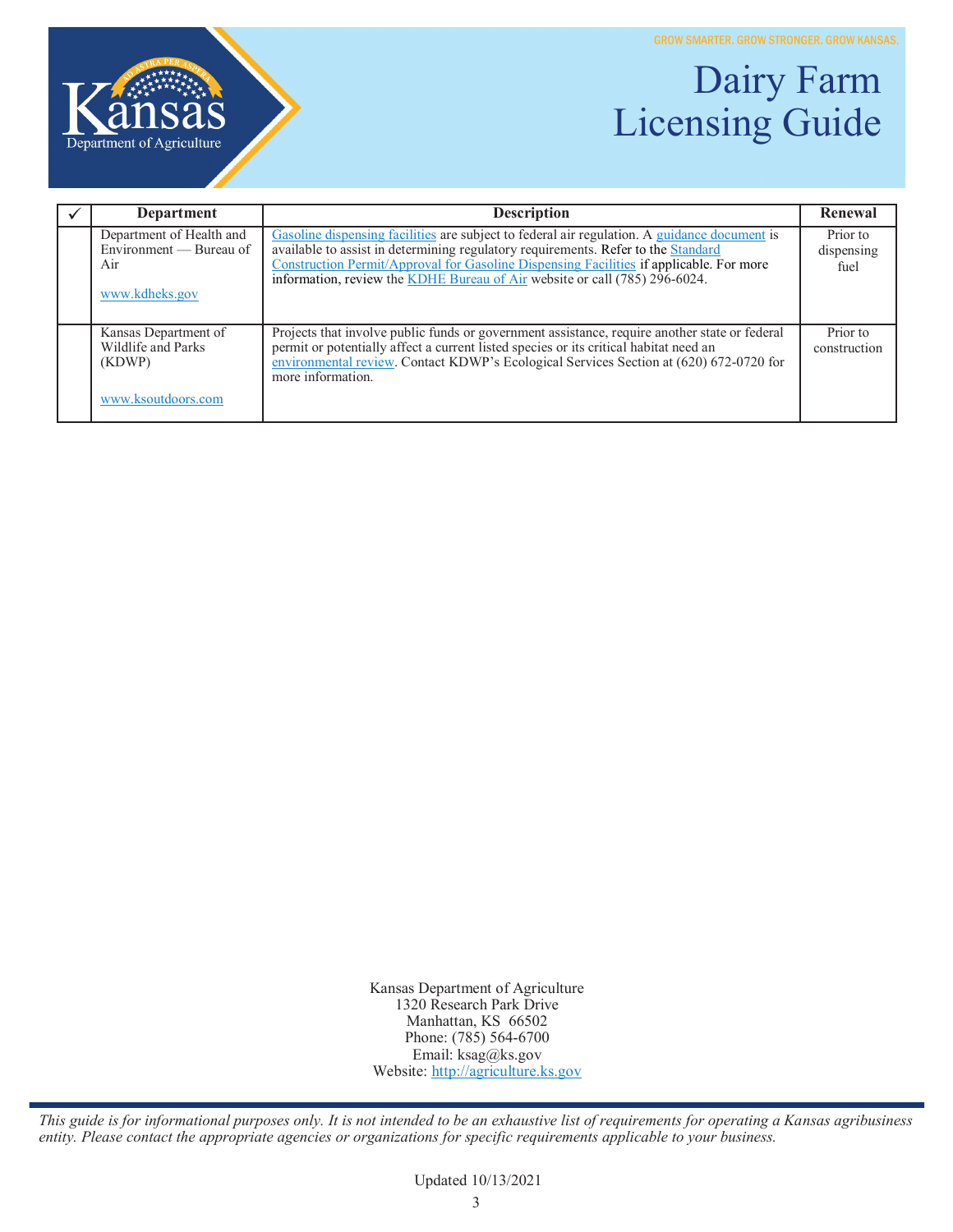# Dairy Farm Licensing Guide

GROW SMARTER. GROW STRONGER. GROW KANSAS.

| ✓ | Department | Description | Renewal |
|---|---|---|---|
| | Department of Health and Environment — Bureau of Air<br><br>www.kdheks.gov | Gasoline dispensing facilities are subject to federal air regulation. A guidance document is available to assist in determining regulatory requirements. Refer to the Standard Construction Permit/Approval for Gasoline Dispensing Facilities if applicable. For more information, review the KDHE Bureau of Air website or call (785) 296-6024. | Prior to dispensing fuel |
| | Kansas Department of Wildlife and Parks (KDWP)<br><br>www.ksoutdoors.com | Projects that involve public funds or government assistance, require another state or federal permit or potentially affect a current listed species or its critical habitat need an environmental review. Contact KDWP's Ecological Services Section at (620) 672-0720 for more information. | Prior to construction |

Kansas Department of Agriculture
1320 Research Park Drive
Manhattan, KS 66502
Phone: (785) 564-6700
Email: ksag@ks.gov
Website: http://agriculture.ks.gov

*This guide is for informational purposes only. It is not intended to be an exhaustive list of requirements for operating a Kansas agribusiness entity. Please contact the appropriate agencies or organizations for specific requirements applicable to your business.*

Updated 10/13/2021